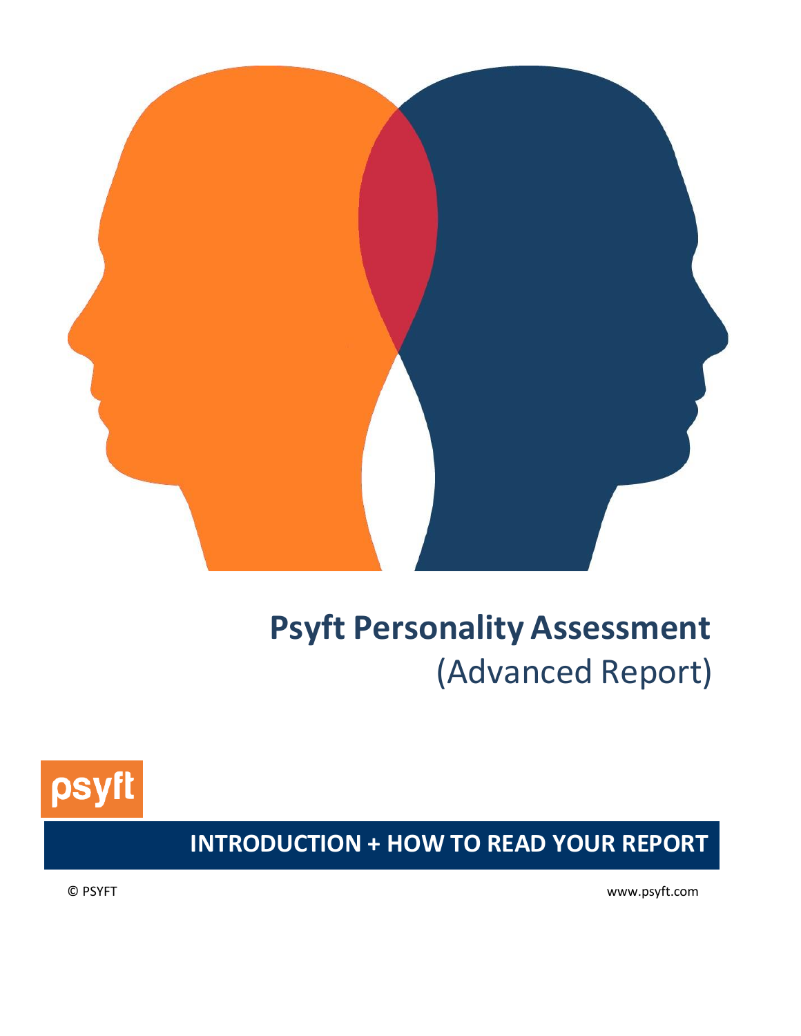# Psyft Personality Assessment

(Advanced Report)

psyft

## INTRODUCTION + HOW TO READ YOUR REPORT

© PSYFT

www.psyft.com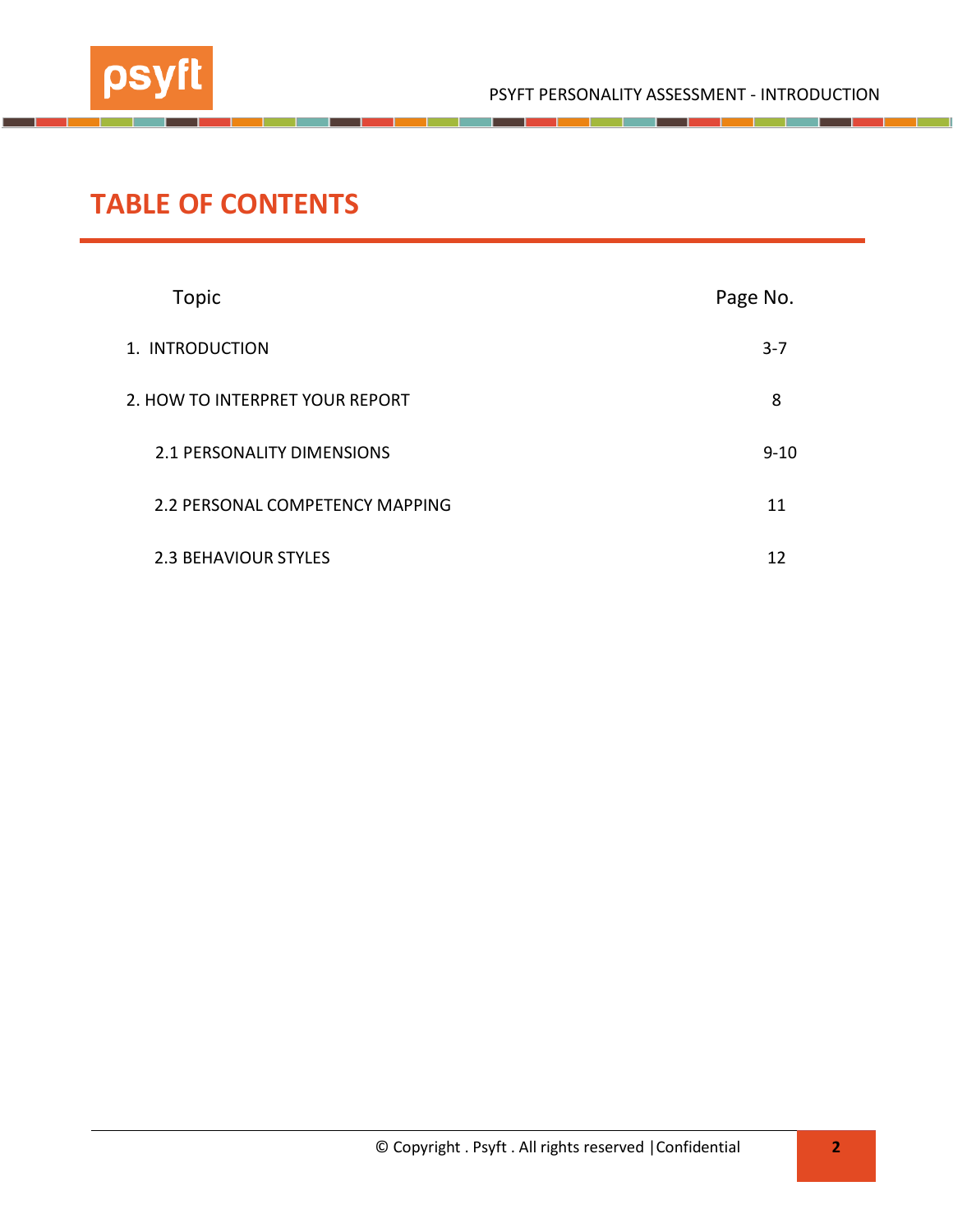# TABLE OF CONTENTS

| Topic | Page No. |
| --- | --- |
| 1. INTRODUCTION | 3-7 |
| 2. HOW TO INTERPRET YOUR REPORT | 8 |
| 2.1 PERSONALITY DIMENSIONS | 9-10 |
| 2.2 PERSONAL COMPETENCY MAPPING | 11 |
| 2.3 BEHAVIOUR STYLES | 12 |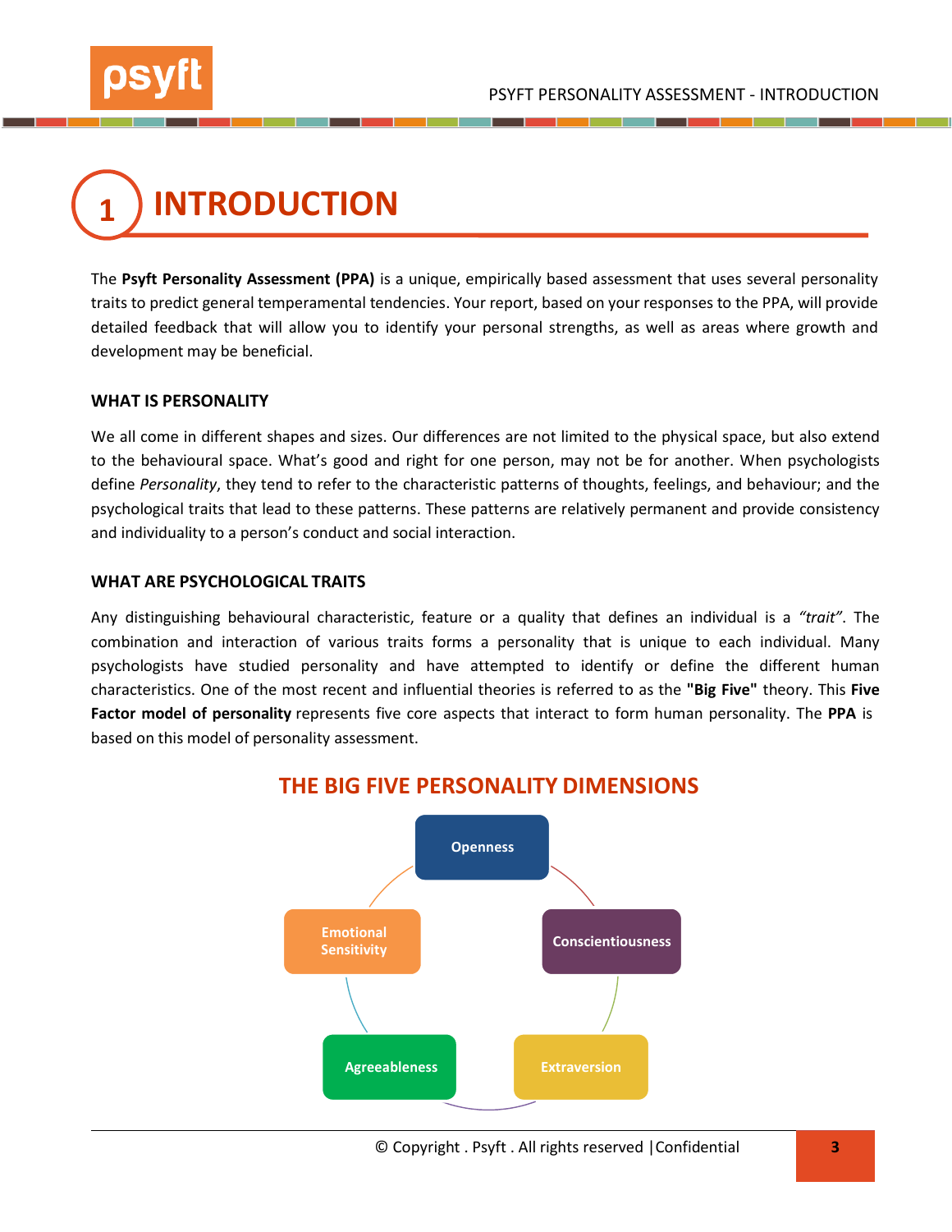# 1 INTRODUCTION

The **Psyft Personality Assessment (PPA)** is a unique, empirically based assessment that uses several personality traits to predict general temperamental tendencies. Your report, based on your responses to the PPA, will provide detailed feedback that will allow you to identify your personal strengths, as well as areas where growth and development may be beneficial.

### WHAT IS PERSONALITY

We all come in different shapes and sizes. Our differences are not limited to the physical space, but also extend to the behavioural space. What's good and right for one person, may not be for another. When psychologists define *Personality*, they tend to refer to the characteristic patterns of thoughts, feelings, and behaviour; and the psychological traits that lead to these patterns. These patterns are relatively permanent and provide consistency and individuality to a person's conduct and social interaction.

### WHAT ARE PSYCHOLOGICAL TRAITS

Any distinguishing behavioural characteristic, feature or a quality that defines an individual is a *"trait"*. The combination and interaction of various traits forms a personality that is unique to each individual. Many psychologists have studied personality and have attempted to identify or define the different human characteristics. One of the most recent and influential theories is referred to as the **"Big Five"** theory. This **Five Factor model of personality** represents five core aspects that interact to form human personality. The **PPA** is based on this model of personality assessment.

## THE BIG FIVE PERSONALITY DIMENSIONS

Openness

Conscientiousness

Extraversion

Agreeableness

Emotional Sensitivity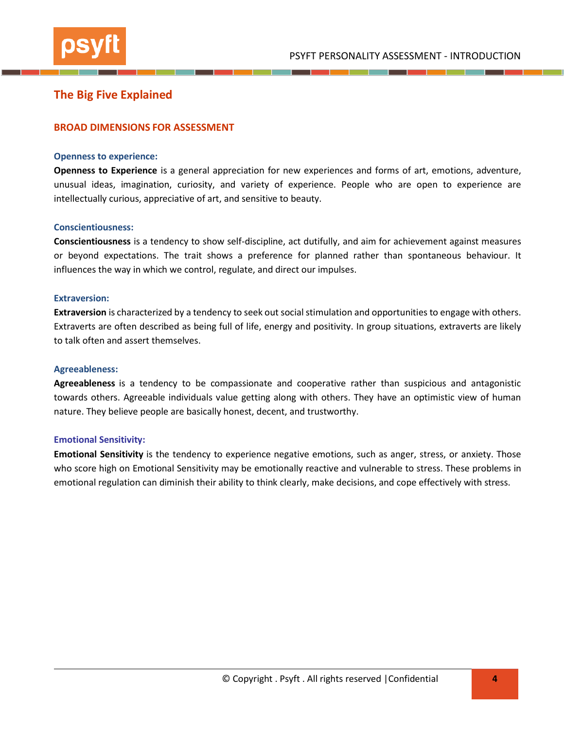## The Big Five Explained

### BROAD DIMENSIONS FOR ASSESSMENT

#### Openness to experience:

**Openness to Experience** is a general appreciation for new experiences and forms of art, emotions, adventure, unusual ideas, imagination, curiosity, and variety of experience. People who are open to experience are intellectually curious, appreciative of art, and sensitive to beauty.

#### Conscientiousness:

**Conscientiousness** is a tendency to show self-discipline, act dutifully, and aim for achievement against measures or beyond expectations. The trait shows a preference for planned rather than spontaneous behaviour. It influences the way in which we control, regulate, and direct our impulses.

#### Extraversion:

**Extraversion** is characterized by a tendency to seek out social stimulation and opportunities to engage with others. Extraverts are often described as being full of life, energy and positivity. In group situations, extraverts are likely to talk often and assert themselves.

#### Agreeableness:

**Agreeableness** is a tendency to be compassionate and cooperative rather than suspicious and antagonistic towards others. Agreeable individuals value getting along with others. They have an optimistic view of human nature. They believe people are basically honest, decent, and trustworthy.

#### Emotional Sensitivity:

**Emotional Sensitivity** is the tendency to experience negative emotions, such as anger, stress, or anxiety. Those who score high on Emotional Sensitivity may be emotionally reactive and vulnerable to stress. These problems in emotional regulation can diminish their ability to think clearly, make decisions, and cope effectively with stress.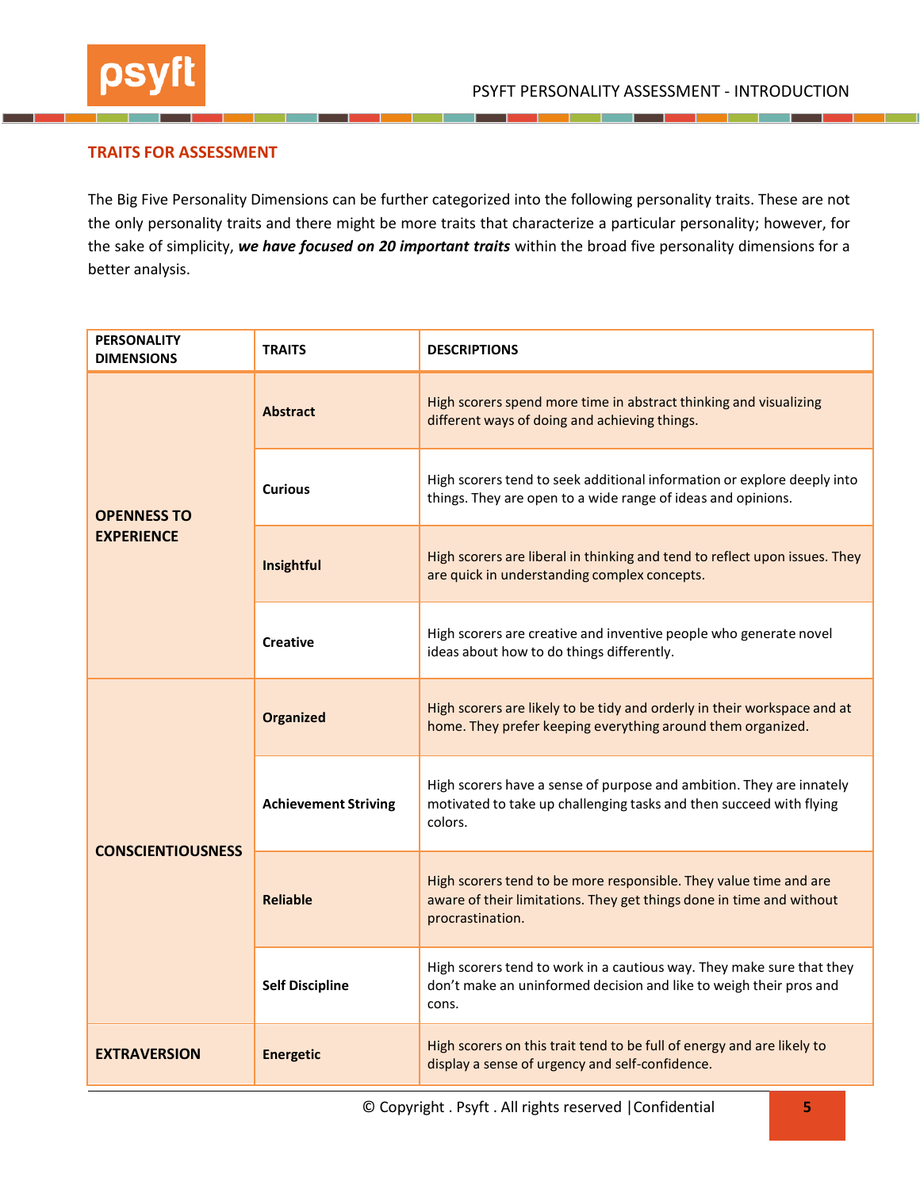## TRAITS FOR ASSESSMENT

The Big Five Personality Dimensions can be further categorized into the following personality traits. These are not the only personality traits and there might be more traits that characterize a particular personality; however, for the sake of simplicity, ***we have focused on 20 important traits*** within the broad five personality dimensions for a better analysis.

| PERSONALITY DIMENSIONS | TRAITS | DESCRIPTIONS |
|---|---|---|
| **OPENNESS TO EXPERIENCE** | **Abstract** | High scorers spend more time in abstract thinking and visualizing different ways of doing and achieving things. |
| | **Curious** | High scorers tend to seek additional information or explore deeply into things. They are open to a wide range of ideas and opinions. |
| | **Insightful** | High scorers are liberal in thinking and tend to reflect upon issues. They are quick in understanding complex concepts. |
| | **Creative** | High scorers are creative and inventive people who generate novel ideas about how to do things differently. |
| **CONSCIENTIOUSNESS** | **Organized** | High scorers are likely to be tidy and orderly in their workspace and at home. They prefer keeping everything around them organized. |
| | **Achievement Striving** | High scorers have a sense of purpose and ambition. They are innately motivated to take up challenging tasks and then succeed with flying colors. |
| | **Reliable** | High scorers tend to be more responsible. They value time and are aware of their limitations. They get things done in time and without procrastination. |
| | **Self Discipline** | High scorers tend to work in a cautious way. They make sure that they don't make an uninformed decision and like to weigh their pros and cons. |
| **EXTRAVERSION** | **Energetic** | High scorers on this trait tend to be full of energy and are likely to display a sense of urgency and self-confidence. |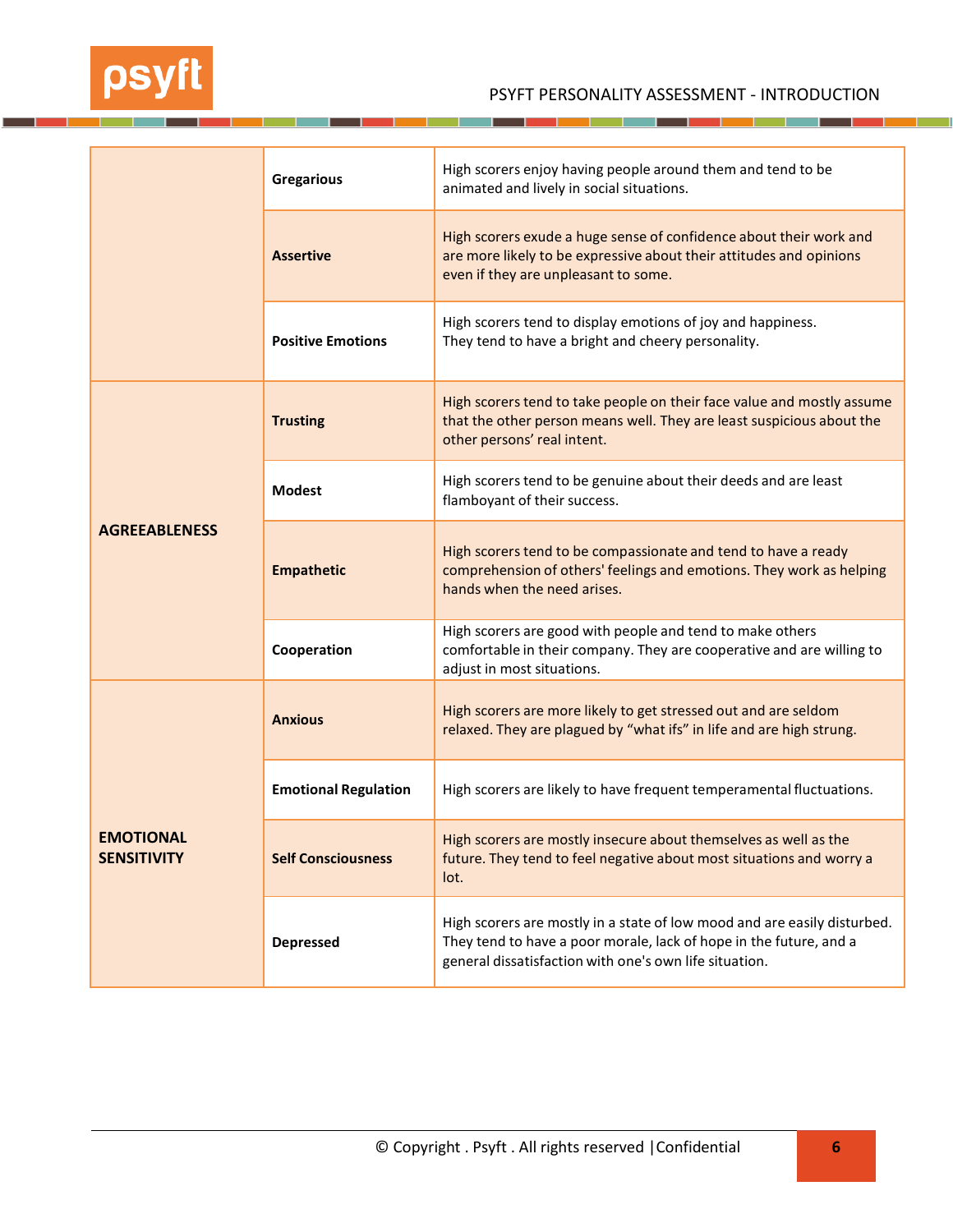| | | |
|---|---|---|
| | **Gregarious** | High scorers enjoy having people around them and tend to be animated and lively in social situations. |
| | **Assertive** | High scorers exude a huge sense of confidence about their work and are more likely to be expressive about their attitudes and opinions even if they are unpleasant to some. |
| | **Positive Emotions** | High scorers tend to display emotions of joy and happiness. They tend to have a bright and cheery personality. |
| **AGREEABLENESS** | **Trusting** | High scorers tend to take people on their face value and mostly assume that the other person means well. They are least suspicious about the other persons' real intent. |
| | **Modest** | High scorers tend to be genuine about their deeds and are least flamboyant of their success. |
| | **Empathetic** | High scorers tend to be compassionate and tend to have a ready comprehension of others' feelings and emotions. They work as helping hands when the need arises. |
| | **Cooperation** | High scorers are good with people and tend to make others comfortable in their company. They are cooperative and are willing to adjust in most situations. |
| **EMOTIONAL SENSITIVITY** | **Anxious** | High scorers are more likely to get stressed out and are seldom relaxed. They are plagued by "what ifs" in life and are high strung. |
| | **Emotional Regulation** | High scorers are likely to have frequent temperamental fluctuations. |
| | **Self Consciousness** | High scorers are mostly insecure about themselves as well as the future. They tend to feel negative about most situations and worry a lot. |
| | **Depressed** | High scorers are mostly in a state of low mood and are easily disturbed. They tend to have a poor morale, lack of hope in the future, and a general dissatisfaction with one's own life situation. |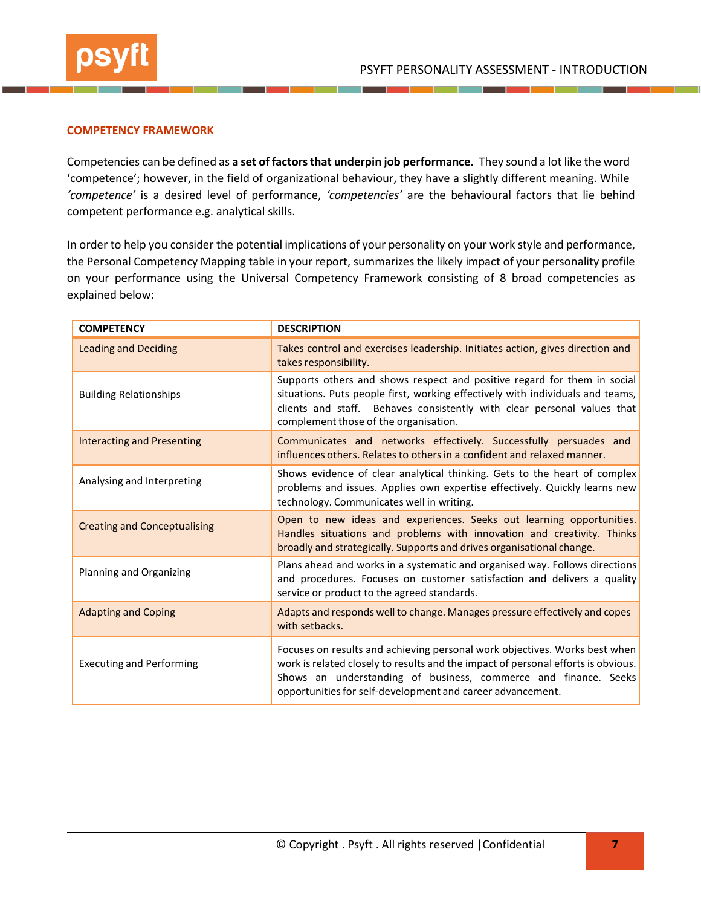## COMPETENCY FRAMEWORK

Competencies can be defined as **a set of factors that underpin job performance.** They sound a lot like the word 'competence'; however, in the field of organizational behaviour, they have a slightly different meaning. While *'competence'* is a desired level of performance, *'competencies'* are the behavioural factors that lie behind competent performance e.g. analytical skills.

In order to help you consider the potential implications of your personality on your work style and performance, the Personal Competency Mapping table in your report, summarizes the likely impact of your personality profile on your performance using the Universal Competency Framework consisting of 8 broad competencies as explained below:

| COMPETENCY | DESCRIPTION |
|---|---|
| Leading and Deciding | Takes control and exercises leadership. Initiates action, gives direction and takes responsibility. |
| Building Relationships | Supports others and shows respect and positive regard for them in social situations. Puts people first, working effectively with individuals and teams, clients and staff. Behaves consistently with clear personal values that complement those of the organisation. |
| Interacting and Presenting | Communicates and networks effectively. Successfully persuades and influences others. Relates to others in a confident and relaxed manner. |
| Analysing and Interpreting | Shows evidence of clear analytical thinking. Gets to the heart of complex problems and issues. Applies own expertise effectively. Quickly learns new technology. Communicates well in writing. |
| Creating and Conceptualising | Open to new ideas and experiences. Seeks out learning opportunities. Handles situations and problems with innovation and creativity. Thinks broadly and strategically. Supports and drives organisational change. |
| Planning and Organizing | Plans ahead and works in a systematic and organised way. Follows directions and procedures. Focuses on customer satisfaction and delivers a quality service or product to the agreed standards. |
| Adapting and Coping | Adapts and responds well to change. Manages pressure effectively and copes with setbacks. |
| Executing and Performing | Focuses on results and achieving personal work objectives. Works best when work is related closely to results and the impact of personal efforts is obvious. Shows an understanding of business, commerce and finance. Seeks opportunities for self-development and career advancement. |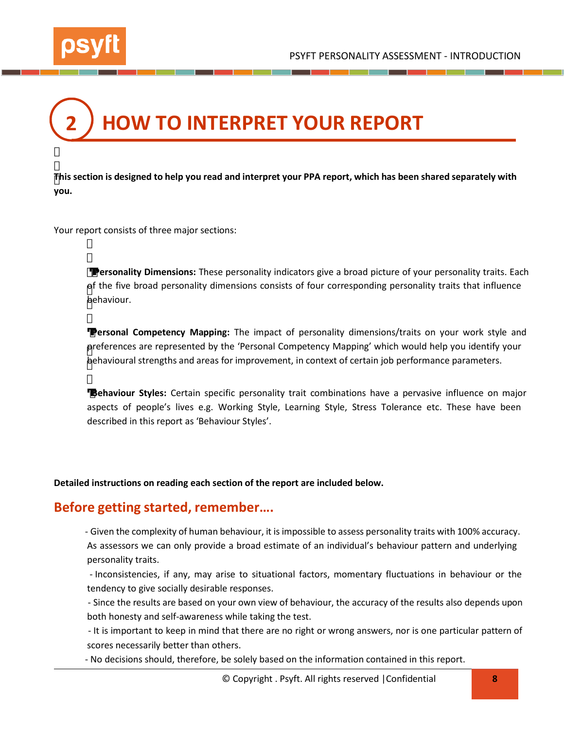# 2 HOW TO INTERPRET YOUR REPORT

**This section is designed to help you read and interpret your PPA report, which has been shared separately with you.**

Your report consists of three major sections:

- **Personality Dimensions:** These personality indicators give a broad picture of your personality traits. Each of the five broad personality dimensions consists of four corresponding personality traits that influence behaviour.
- **Personal Competency Mapping:** The impact of personality dimensions/traits on your work style and preferences are represented by the 'Personal Competency Mapping' which would help you identify your behavioural strengths and areas for improvement, in context of certain job performance parameters.
- **Behaviour Styles:** Certain specific personality trait combinations have a pervasive influence on major aspects of people's lives e.g. Working Style, Learning Style, Stress Tolerance etc. These have been described in this report as 'Behaviour Styles'.

**Detailed instructions on reading each section of the report are included below.**

## Before getting started, remember….

- Given the complexity of human behaviour, it is impossible to assess personality traits with 100% accuracy. As assessors we can only provide a broad estimate of an individual's behaviour pattern and underlying personality traits.
- Inconsistencies, if any, may arise to situational factors, momentary fluctuations in behaviour or the tendency to give socially desirable responses.
- Since the results are based on your own view of behaviour, the accuracy of the results also depends upon both honesty and self-awareness while taking the test.
- It is important to keep in mind that there are no right or wrong answers, nor is one particular pattern of scores necessarily better than others.
- No decisions should, therefore, be solely based on the information contained in this report.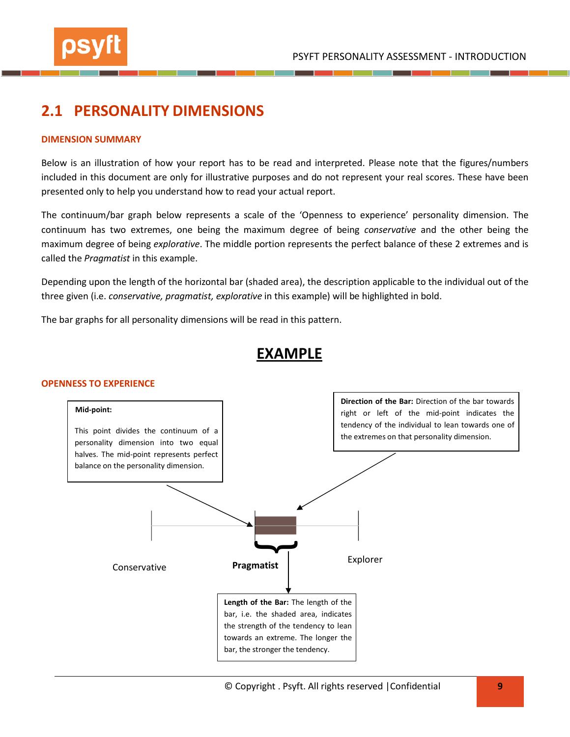## 2.1 PERSONALITY DIMENSIONS

### DIMENSION SUMMARY

Below is an illustration of how your report has to be read and interpreted. Please note that the figures/numbers included in this document are only for illustrative purposes and do not represent your real scores. These have been presented only to help you understand how to read your actual report.

The continuum/bar graph below represents a scale of the 'Openness to experience' personality dimension. The continuum has two extremes, one being the maximum degree of being *conservative* and the other being the maximum degree of being *explorative*. The middle portion represents the perfect balance of these 2 extremes and is called the *Pragmatist* in this example.

Depending upon the length of the horizontal bar (shaded area), the description applicable to the individual out of the three given (i.e. *conservative, pragmatist, explorative* in this example) will be highlighted in bold.

The bar graphs for all personality dimensions will be read in this pattern.

## EXAMPLE

### OPENNESS TO EXPERIENCE

**Mid-point:**

This point divides the continuum of a personality dimension into two equal halves. The mid-point represents perfect balance on the personality dimension.

**Direction of the Bar:** Direction of the bar towards right or left of the mid-point indicates the tendency of the individual to lean towards one of the extremes on that personality dimension.

Conservative

**Pragmatist**

Explorer

**Length of the Bar:** The length of the bar, i.e. the shaded area, indicates the strength of the tendency to lean towards an extreme. The longer the bar, the stronger the tendency.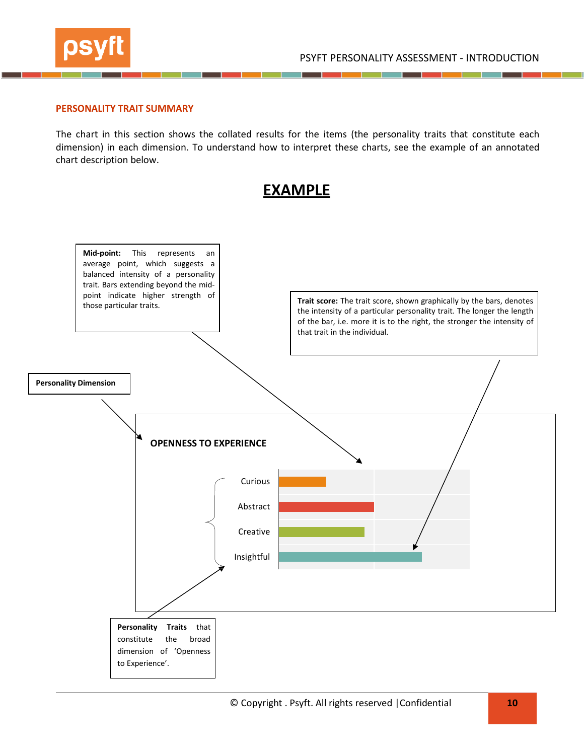## PERSONALITY TRAIT SUMMARY

The chart in this section shows the collated results for the items (the personality traits that constitute each dimension) in each dimension. To understand how to interpret these charts, see the example of an annotated chart description below.

# EXAMPLE

**Mid-point:** This represents an average point, which suggests a balanced intensity of a personality trait. Bars extending beyond the mid-point indicate higher strength of those particular traits.

**Trait score:** The trait score, shown graphically by the bars, denotes the intensity of a particular personality trait. The longer the length of the bar, i.e. more it is to the right, the stronger the intensity of that trait in the individual.

**Personality Dimension**

**OPENNESS TO EXPERIENCE**

Curious

Abstract

Creative

Insightful

**Personality Traits** that constitute the broad dimension of 'Openness to Experience'.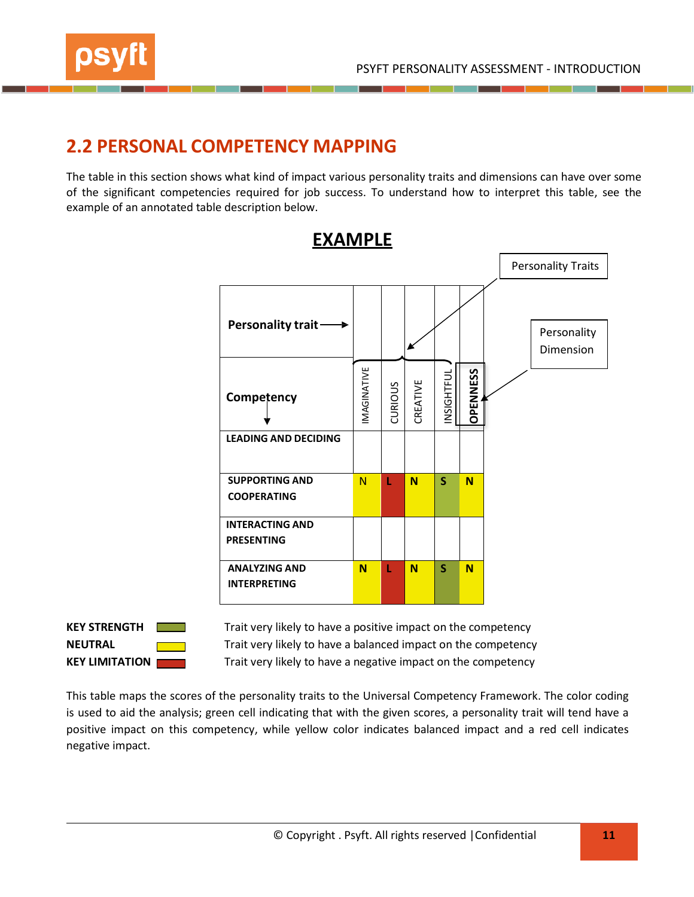## 2.2 PERSONAL COMPETENCY MAPPING

The table in this section shows what kind of impact various personality traits and dimensions can have over some of the significant competencies required for job success. To understand how to interpret this table, see the example of an annotated table description below.

# EXAMPLE

Personality Traits

Personality Dimension

| Personality trait → / Competency ↓ | IMAGINATIVE | CURIOUS | CREATIVE | INSIGHTFUL | **OPENNESS** |
|---|---|---|---|---|---|
| **LEADING AND DECIDING** | | | | | |
| **SUPPORTING AND COOPERATING** | N | L | N | S | N |
| **INTERACTING AND PRESENTING** | | | | | |
| **ANALYZING AND INTERPRETING** | N | L | N | S | N |

**KEY STRENGTH** Trait very likely to have a positive impact on the competency

**NEUTRAL** Trait very likely to have a balanced impact on the competency

**KEY LIMITATION** Trait very likely to have a negative impact on the competency

This table maps the scores of the personality traits to the Universal Competency Framework. The color coding is used to aid the analysis; green cell indicating that with the given scores, a personality trait will tend have a positive impact on this competency, while yellow color indicates balanced impact and a red cell indicates negative impact.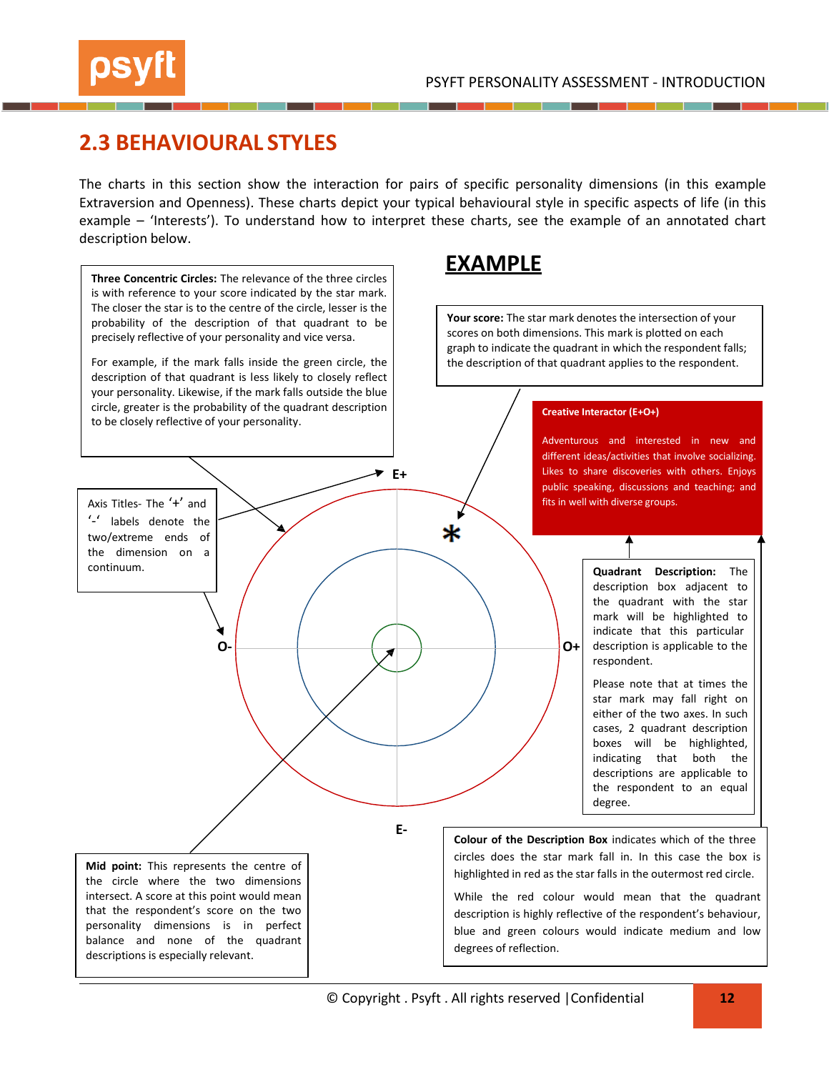## 2.3 BEHAVIOURAL STYLES

The charts in this section show the interaction for pairs of specific personality dimensions (in this example Extraversion and Openness). These charts depict your typical behavioural style in specific aspects of life (in this example – 'Interests'). To understand how to interpret these charts, see the example of an annotated chart description below.

## EXAMPLE

**Three Concentric Circles:** The relevance of the three circles is with reference to your score indicated by the star mark. The closer the star is to the centre of the circle, lesser is the probability of the description of that quadrant to be precisely reflective of your personality and vice versa.

For example, if the mark falls inside the green circle, the description of that quadrant is less likely to closely reflect your personality. Likewise, if the mark falls outside the blue circle, greater is the probability of the quadrant description to be closely reflective of your personality.

**Your score:** The star mark denotes the intersection of your scores on both dimensions. This mark is plotted on each graph to indicate the quadrant in which the respondent falls; the description of that quadrant applies to the respondent.

**Creative Interactor (E+O+)**

Adventurous and interested in new and different ideas/activities that involve socializing. Likes to share discoveries with others. Enjoys public speaking, discussions and teaching; and fits in well with diverse groups.

Axis Titles- The '+' and '-' labels denote the two/extreme ends of the dimension on a continuum.

E+

O-

O+

E-

*

**Quadrant Description:** The description box adjacent to the quadrant with the star mark will be highlighted to indicate that this particular description is applicable to the respondent.

Please note that at times the star mark may fall right on either of the two axes. In such cases, 2 quadrant description boxes will be highlighted, indicating that both the descriptions are applicable to the respondent to an equal degree.

**Mid point:** This represents the centre of the circle where the two dimensions intersect. A score at this point would mean that the respondent's score on the two personality dimensions is in perfect balance and none of the quadrant descriptions is especially relevant.

**Colour of the Description Box** indicates which of the three circles does the star mark fall in. In this case the box is highlighted in red as the star falls in the outermost red circle.

While the red colour would mean that the quadrant description is highly reflective of the respondent's behaviour, blue and green colours would indicate medium and low degrees of reflection.